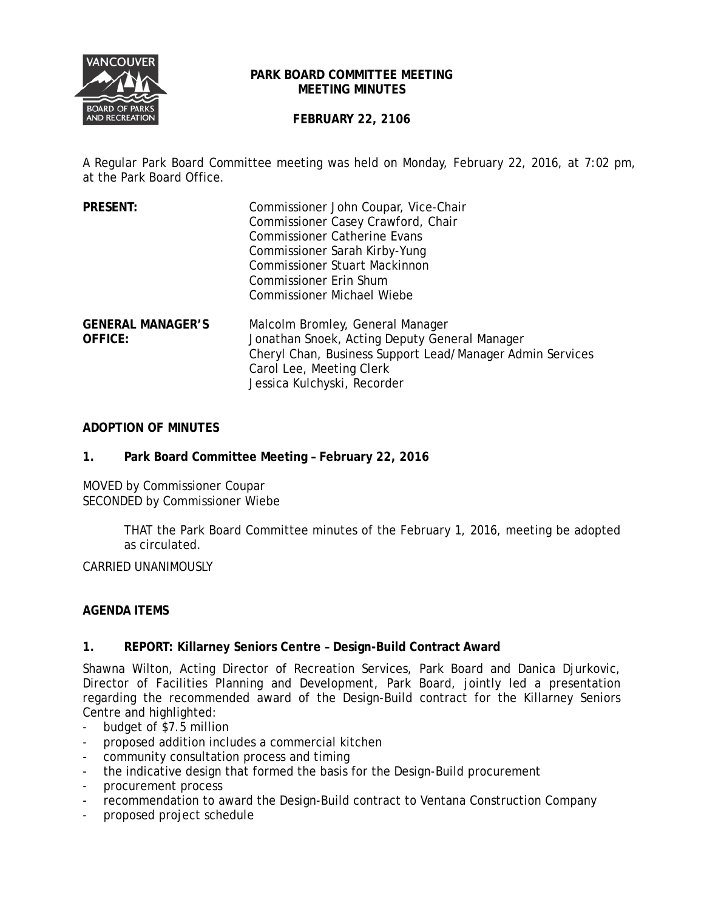# PARK BOARD COMMITTEE MEETING
# MEETING MINUTES

**FEBRUARY 22, 2106**

A Regular Park Board Committee meeting was held on Monday, February 22, 2016, at 7:02 pm, at the Park Board Office.

**PRESENT:**
Commissioner John Coupar, Vice-Chair
Commissioner Casey Crawford, Chair
Commissioner Catherine Evans
Commissioner Sarah Kirby-Yung
Commissioner Stuart Mackinnon
Commissioner Erin Shum
Commissioner Michael Wiebe

**GENERAL MANAGER'S OFFICE:**
Malcolm Bromley, General Manager
Jonathan Snoek, Acting Deputy General Manager
Cheryl Chan, Business Support Lead/Manager Admin Services
Carol Lee, Meeting Clerk
Jessica Kulchyski, Recorder

## ADOPTION OF MINUTES

### 1. Park Board Committee Meeting – February 22, 2016

MOVED by Commissioner Coupar
SECONDED by Commissioner Wiebe

> THAT the Park Board Committee minutes of the February 1, 2016, meeting be adopted as circulated.

CARRIED UNANIMOUSLY

## AGENDA ITEMS

### 1. REPORT: Killarney Seniors Centre – Design-Build Contract Award

Shawna Wilton, Acting Director of Recreation Services, Park Board and Danica Djurkovic, Director of Facilities Planning and Development, Park Board, jointly led a presentation regarding the recommended award of the Design-Build contract for the Killarney Seniors Centre and highlighted:

- budget of $7.5 million
- proposed addition includes a commercial kitchen
- community consultation process and timing
- the indicative design that formed the basis for the Design-Build procurement
- procurement process
- recommendation to award the Design-Build contract to Ventana Construction Company
- proposed project schedule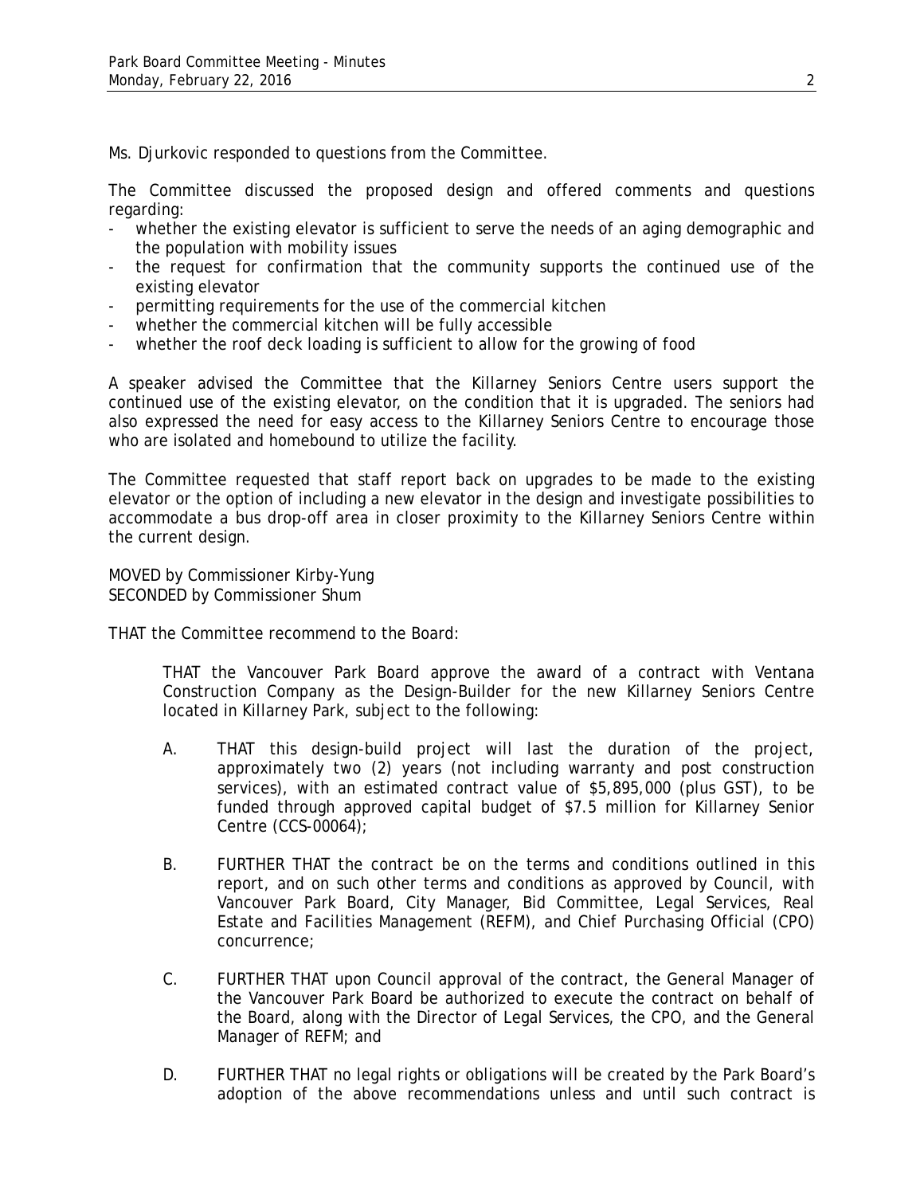Ms. Djurkovic responded to questions from the Committee.

The Committee discussed the proposed design and offered comments and questions regarding:

- whether the existing elevator is sufficient to serve the needs of an aging demographic and the population with mobility issues
- the request for confirmation that the community supports the continued use of the existing elevator
- permitting requirements for the use of the commercial kitchen
- whether the commercial kitchen will be fully accessible
- whether the roof deck loading is sufficient to allow for the growing of food

A speaker advised the Committee that the Killarney Seniors Centre users support the continued use of the existing elevator, on the condition that it is upgraded. The seniors had also expressed the need for easy access to the Killarney Seniors Centre to encourage those who are isolated and homebound to utilize the facility.

The Committee requested that staff report back on upgrades to be made to the existing elevator or the option of including a new elevator in the design and investigate possibilities to accommodate a bus drop-off area in closer proximity to the Killarney Seniors Centre within the current design.

MOVED by Commissioner Kirby-Yung
SECONDED by Commissioner Shum

THAT the Committee recommend to the Board:

> THAT the Vancouver Park Board approve the award of a contract with Ventana Construction Company as the Design-Builder for the new Killarney Seniors Centre located in Killarney Park, subject to the following:
>
> A. THAT this design-build project will last the duration of the project, approximately two (2) years (not including warranty and post construction services), with an estimated contract value of $5,895,000 (plus GST), to be funded through approved capital budget of $7.5 million for Killarney Senior Centre (CCS-00064);
>
> B. FURTHER THAT the contract be on the terms and conditions outlined in this report, and on such other terms and conditions as approved by Council, with Vancouver Park Board, City Manager, Bid Committee, Legal Services, Real Estate and Facilities Management (REFM), and Chief Purchasing Official (CPO) concurrence;
>
> C. FURTHER THAT upon Council approval of the contract, the General Manager of the Vancouver Park Board be authorized to execute the contract on behalf of the Board, along with the Director of Legal Services, the CPO, and the General Manager of REFM; and
>
> D. FURTHER THAT no legal rights or obligations will be created by the Park Board's adoption of the above recommendations unless and until such contract is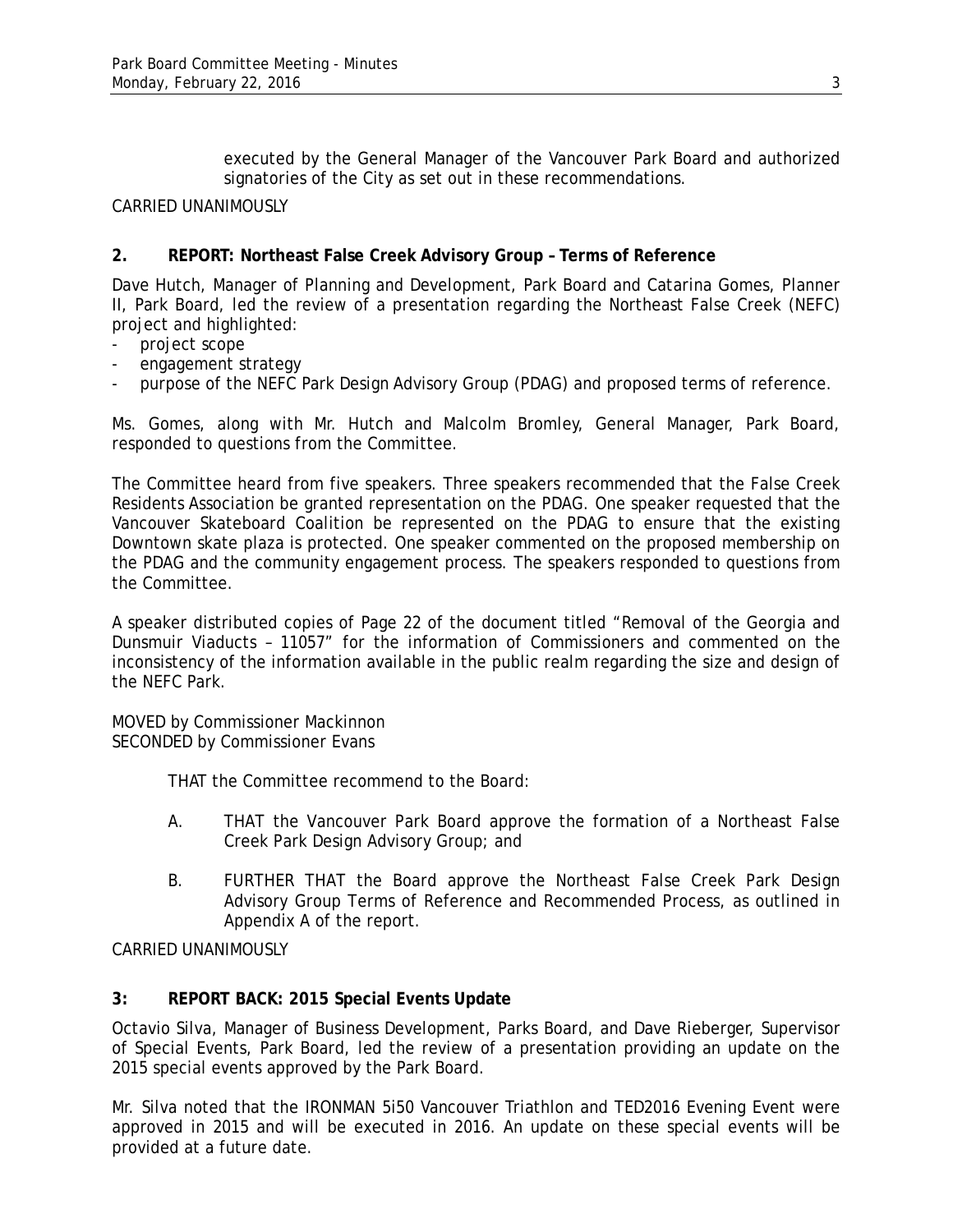executed by the General Manager of the Vancouver Park Board and authorized signatories of the City as set out in these recommendations.

CARRIED UNANIMOUSLY

**2. REPORT: Northeast False Creek Advisory Group – Terms of Reference**

Dave Hutch, Manager of Planning and Development, Park Board and Catarina Gomes, Planner II, Park Board, led the review of a presentation regarding the Northeast False Creek (NEFC) project and highlighted:

- project scope
- engagement strategy
- purpose of the NEFC Park Design Advisory Group (PDAG) and proposed terms of reference.

Ms. Gomes, along with Mr. Hutch and Malcolm Bromley, General Manager, Park Board, responded to questions from the Committee.

The Committee heard from five speakers. Three speakers recommended that the False Creek Residents Association be granted representation on the PDAG. One speaker requested that the Vancouver Skateboard Coalition be represented on the PDAG to ensure that the existing Downtown skate plaza is protected. One speaker commented on the proposed membership on the PDAG and the community engagement process. The speakers responded to questions from the Committee.

A speaker distributed copies of Page 22 of the document titled "Removal of the Georgia and Dunsmuir Viaducts – 11057" for the information of Commissioners and commented on the inconsistency of the information available in the public realm regarding the size and design of the NEFC Park.

MOVED by Commissioner Mackinnon
SECONDED by Commissioner Evans

THAT the Committee recommend to the Board:

A. THAT the Vancouver Park Board approve the formation of a Northeast False Creek Park Design Advisory Group; and

B. FURTHER THAT the Board approve the Northeast False Creek Park Design Advisory Group Terms of Reference and Recommended Process, as outlined in Appendix A of the report.

CARRIED UNANIMOUSLY

**3: REPORT BACK: 2015 Special Events Update**

Octavio Silva, Manager of Business Development, Parks Board, and Dave Rieberger, Supervisor of Special Events, Park Board, led the review of a presentation providing an update on the 2015 special events approved by the Park Board.

Mr. Silva noted that the IRONMAN 5i50 Vancouver Triathlon and TED2016 Evening Event were approved in 2015 and will be executed in 2016. An update on these special events will be provided at a future date.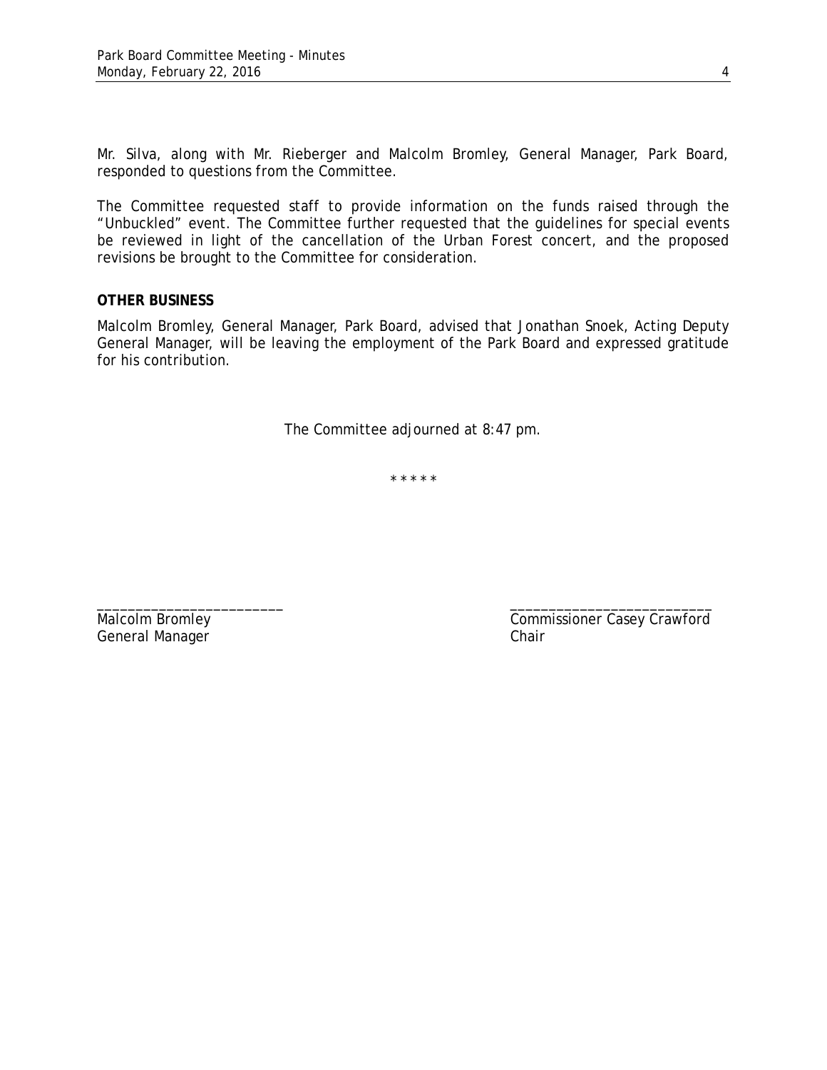Mr. Silva, along with Mr. Rieberger and Malcolm Bromley, General Manager, Park Board, responded to questions from the Committee.

The Committee requested staff to provide information on the funds raised through the "Unbuckled" event. The Committee further requested that the guidelines for special events be reviewed in light of the cancellation of the Urban Forest concert, and the proposed revisions be brought to the Committee for consideration.

**OTHER BUSINESS**

Malcolm Bromley, General Manager, Park Board, advised that Jonathan Snoek, Acting Deputy General Manager, will be leaving the employment of the Park Board and expressed gratitude for his contribution.

The Committee adjourned at 8:47 pm.

\* \* \* \* \*

\_\_\_\_\_\_\_\_\_\_\_\_\_\_\_\_\_\_\_\_\_\_\_\_
Malcolm Bromley
General Manager

\_\_\_\_\_\_\_\_\_\_\_\_\_\_\_\_\_\_\_\_\_\_\_\_
Commissioner Casey Crawford
Chair